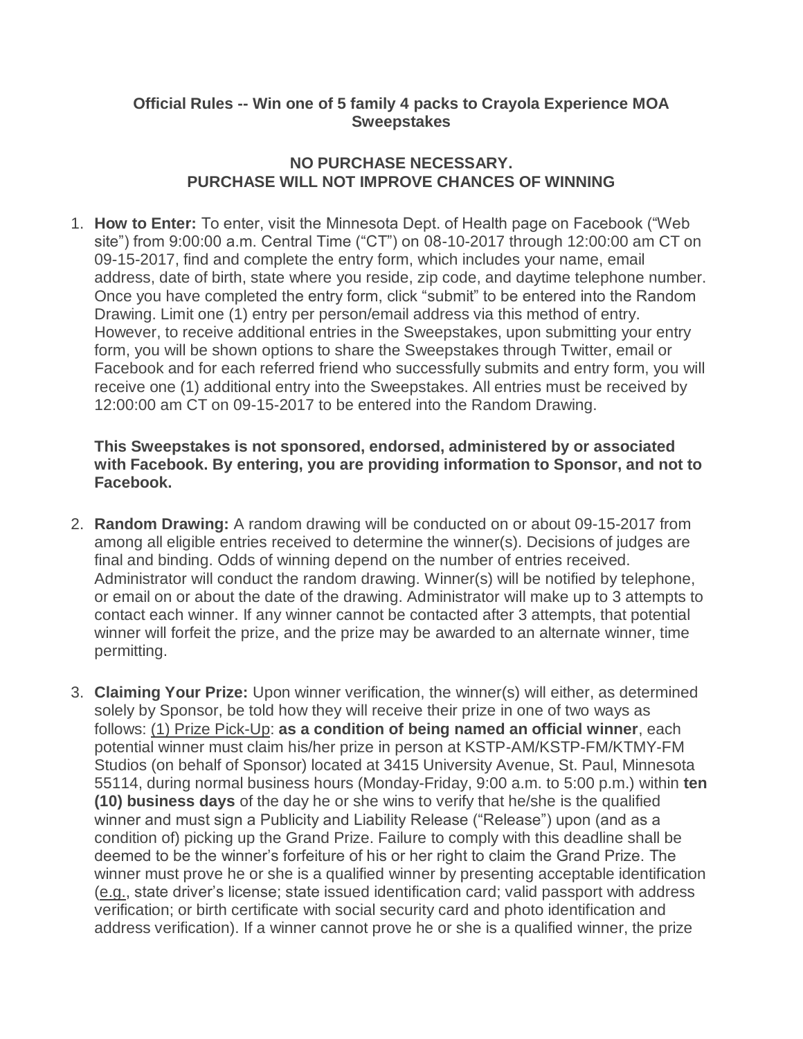**Official Rules -- Win one of 5 family 4 packs to Crayola Experience MOA Sweepstakes**

**NO PURCHASE NECESSARY.**
**PURCHASE WILL NOT IMPROVE CHANCES OF WINNING**

1. **How to Enter:** To enter, visit the Minnesota Dept. of Health page on Facebook ("Web site") from 9:00:00 a.m. Central Time ("CT") on 08-10-2017 through 12:00:00 am CT on 09-15-2017, find and complete the entry form, which includes your name, email address, date of birth, state where you reside, zip code, and daytime telephone number. Once you have completed the entry form, click "submit" to be entered into the Random Drawing. Limit one (1) entry per person/email address via this method of entry. However, to receive additional entries in the Sweepstakes, upon submitting your entry form, you will be shown options to share the Sweepstakes through Twitter, email or Facebook and for each referred friend who successfully submits and entry form, you will receive one (1) additional entry into the Sweepstakes. All entries must be received by 12:00:00 am CT on 09-15-2017 to be entered into the Random Drawing.

   **This Sweepstakes is not sponsored, endorsed, administered by or associated with Facebook. By entering, you are providing information to Sponsor, and not to Facebook.**

2. **Random Drawing:** A random drawing will be conducted on or about 09-15-2017 from among all eligible entries received to determine the winner(s). Decisions of judges are final and binding. Odds of winning depend on the number of entries received. Administrator will conduct the random drawing. Winner(s) will be notified by telephone, or email on or about the date of the drawing. Administrator will make up to 3 attempts to contact each winner. If any winner cannot be contacted after 3 attempts, that potential winner will forfeit the prize, and the prize may be awarded to an alternate winner, time permitting.

3. **Claiming Your Prize:** Upon winner verification, the winner(s) will either, as determined solely by Sponsor, be told how they will receive their prize in one of two ways as follows: <u>(1) Prize Pick-Up</u>: **as a condition of being named an official winner**, each potential winner must claim his/her prize in person at KSTP-AM/KSTP-FM/KTMY-FM Studios (on behalf of Sponsor) located at 3415 University Avenue, St. Paul, Minnesota 55114, during normal business hours (Monday-Friday, 9:00 a.m. to 5:00 p.m.) within **ten (10) business days** of the day he or she wins to verify that he/she is the qualified winner and must sign a Publicity and Liability Release ("Release") upon (and as a condition of) picking up the Grand Prize. Failure to comply with this deadline shall be deemed to be the winner's forfeiture of his or her right to claim the Grand Prize. The winner must prove he or she is a qualified winner by presenting acceptable identification (<u>e.g.</u>, state driver's license; state issued identification card; valid passport with address verification; or birth certificate with social security card and photo identification and address verification). If a winner cannot prove he or she is a qualified winner, the prize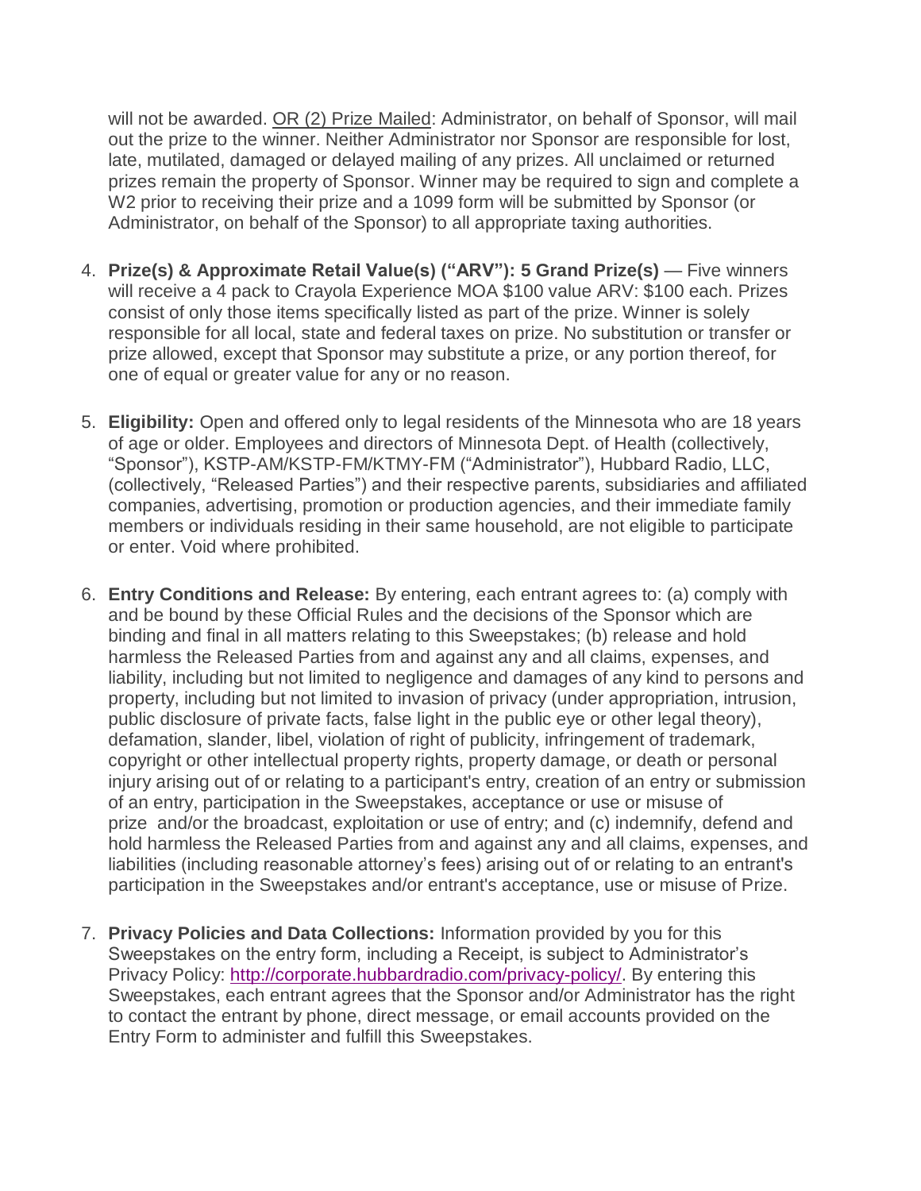will not be awarded. OR (2) Prize Mailed: Administrator, on behalf of Sponsor, will mail out the prize to the winner. Neither Administrator nor Sponsor are responsible for lost, late, mutilated, damaged or delayed mailing of any prizes. All unclaimed or returned prizes remain the property of Sponsor. Winner may be required to sign and complete a W2 prior to receiving their prize and a 1099 form will be submitted by Sponsor (or Administrator, on behalf of the Sponsor) to all appropriate taxing authorities.

4. **Prize(s) & Approximate Retail Value(s) ("ARV"): 5 Grand Prize(s)** — Five winners will receive a 4 pack to Crayola Experience MOA $100 value ARV: $100 each. Prizes consist of only those items specifically listed as part of the prize. Winner is solely responsible for all local, state and federal taxes on prize. No substitution or transfer or prize allowed, except that Sponsor may substitute a prize, or any portion thereof, for one of equal or greater value for any or no reason.

5. **Eligibility:** Open and offered only to legal residents of the Minnesota who are 18 years of age or older. Employees and directors of Minnesota Dept. of Health (collectively, "Sponsor"), KSTP-AM/KSTP-FM/KTMY-FM ("Administrator"), Hubbard Radio, LLC, (collectively, "Released Parties") and their respective parents, subsidiaries and affiliated companies, advertising, promotion or production agencies, and their immediate family members or individuals residing in their same household, are not eligible to participate or enter. Void where prohibited.

6. **Entry Conditions and Release:** By entering, each entrant agrees to: (a) comply with and be bound by these Official Rules and the decisions of the Sponsor which are binding and final in all matters relating to this Sweepstakes; (b) release and hold harmless the Released Parties from and against any and all claims, expenses, and liability, including but not limited to negligence and damages of any kind to persons and property, including but not limited to invasion of privacy (under appropriation, intrusion, public disclosure of private facts, false light in the public eye or other legal theory), defamation, slander, libel, violation of right of publicity, infringement of trademark, copyright or other intellectual property rights, property damage, or death or personal injury arising out of or relating to a participant's entry, creation of an entry or submission of an entry, participation in the Sweepstakes, acceptance or use or misuse of prize and/or the broadcast, exploitation or use of entry; and (c) indemnify, defend and hold harmless the Released Parties from and against any and all claims, expenses, and liabilities (including reasonable attorney's fees) arising out of or relating to an entrant's participation in the Sweepstakes and/or entrant's acceptance, use or misuse of Prize.

7. **Privacy Policies and Data Collections:** Information provided by you for this Sweepstakes on the entry form, including a Receipt, is subject to Administrator's Privacy Policy: [http://corporate.hubbardradio.com/privacy-policy/](http://corporate.hubbardradio.com/privacy-policy/). By entering this Sweepstakes, each entrant agrees that the Sponsor and/or Administrator has the right to contact the entrant by phone, direct message, or email accounts provided on the Entry Form to administer and fulfill this Sweepstakes.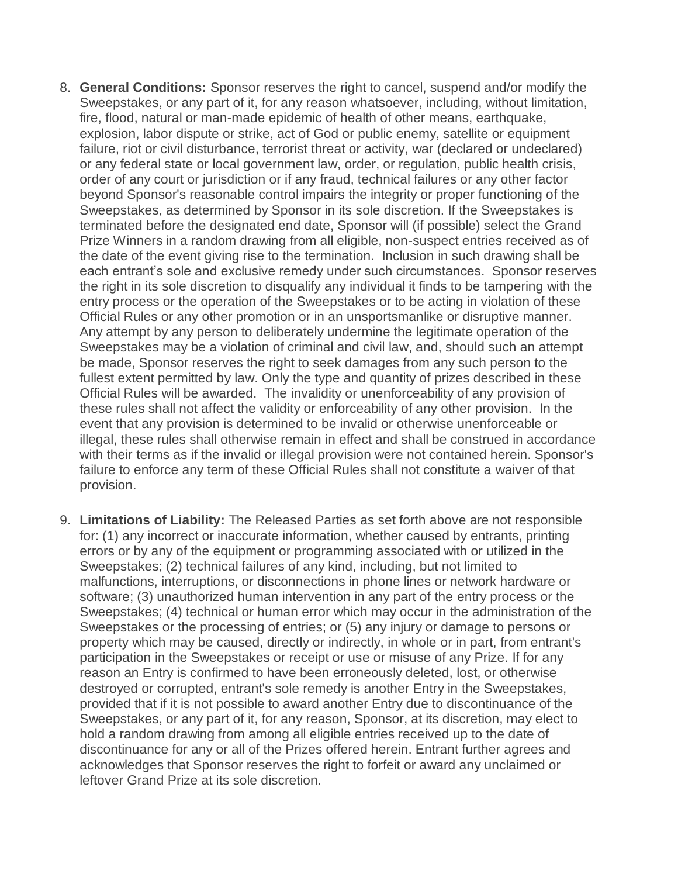8. **General Conditions:** Sponsor reserves the right to cancel, suspend and/or modify the Sweepstakes, or any part of it, for any reason whatsoever, including, without limitation, fire, flood, natural or man-made epidemic of health of other means, earthquake, explosion, labor dispute or strike, act of God or public enemy, satellite or equipment failure, riot or civil disturbance, terrorist threat or activity, war (declared or undeclared) or any federal state or local government law, order, or regulation, public health crisis, order of any court or jurisdiction or if any fraud, technical failures or any other factor beyond Sponsor's reasonable control impairs the integrity or proper functioning of the Sweepstakes, as determined by Sponsor in its sole discretion. If the Sweepstakes is terminated before the designated end date, Sponsor will (if possible) select the Grand Prize Winners in a random drawing from all eligible, non-suspect entries received as of the date of the event giving rise to the termination. Inclusion in such drawing shall be each entrant's sole and exclusive remedy under such circumstances. Sponsor reserves the right in its sole discretion to disqualify any individual it finds to be tampering with the entry process or the operation of the Sweepstakes or to be acting in violation of these Official Rules or any other promotion or in an unsportsmanlike or disruptive manner. Any attempt by any person to deliberately undermine the legitimate operation of the Sweepstakes may be a violation of criminal and civil law, and, should such an attempt be made, Sponsor reserves the right to seek damages from any such person to the fullest extent permitted by law. Only the type and quantity of prizes described in these Official Rules will be awarded. The invalidity or unenforceability of any provision of these rules shall not affect the validity or enforceability of any other provision. In the event that any provision is determined to be invalid or otherwise unenforceable or illegal, these rules shall otherwise remain in effect and shall be construed in accordance with their terms as if the invalid or illegal provision were not contained herein. Sponsor's failure to enforce any term of these Official Rules shall not constitute a waiver of that provision.

9. **Limitations of Liability:** The Released Parties as set forth above are not responsible for: (1) any incorrect or inaccurate information, whether caused by entrants, printing errors or by any of the equipment or programming associated with or utilized in the Sweepstakes; (2) technical failures of any kind, including, but not limited to malfunctions, interruptions, or disconnections in phone lines or network hardware or software; (3) unauthorized human intervention in any part of the entry process or the Sweepstakes; (4) technical or human error which may occur in the administration of the Sweepstakes or the processing of entries; or (5) any injury or damage to persons or property which may be caused, directly or indirectly, in whole or in part, from entrant's participation in the Sweepstakes or receipt or use or misuse of any Prize. If for any reason an Entry is confirmed to have been erroneously deleted, lost, or otherwise destroyed or corrupted, entrant's sole remedy is another Entry in the Sweepstakes, provided that if it is not possible to award another Entry due to discontinuance of the Sweepstakes, or any part of it, for any reason, Sponsor, at its discretion, may elect to hold a random drawing from among all eligible entries received up to the date of discontinuance for any or all of the Prizes offered herein. Entrant further agrees and acknowledges that Sponsor reserves the right to forfeit or award any unclaimed or leftover Grand Prize at its sole discretion.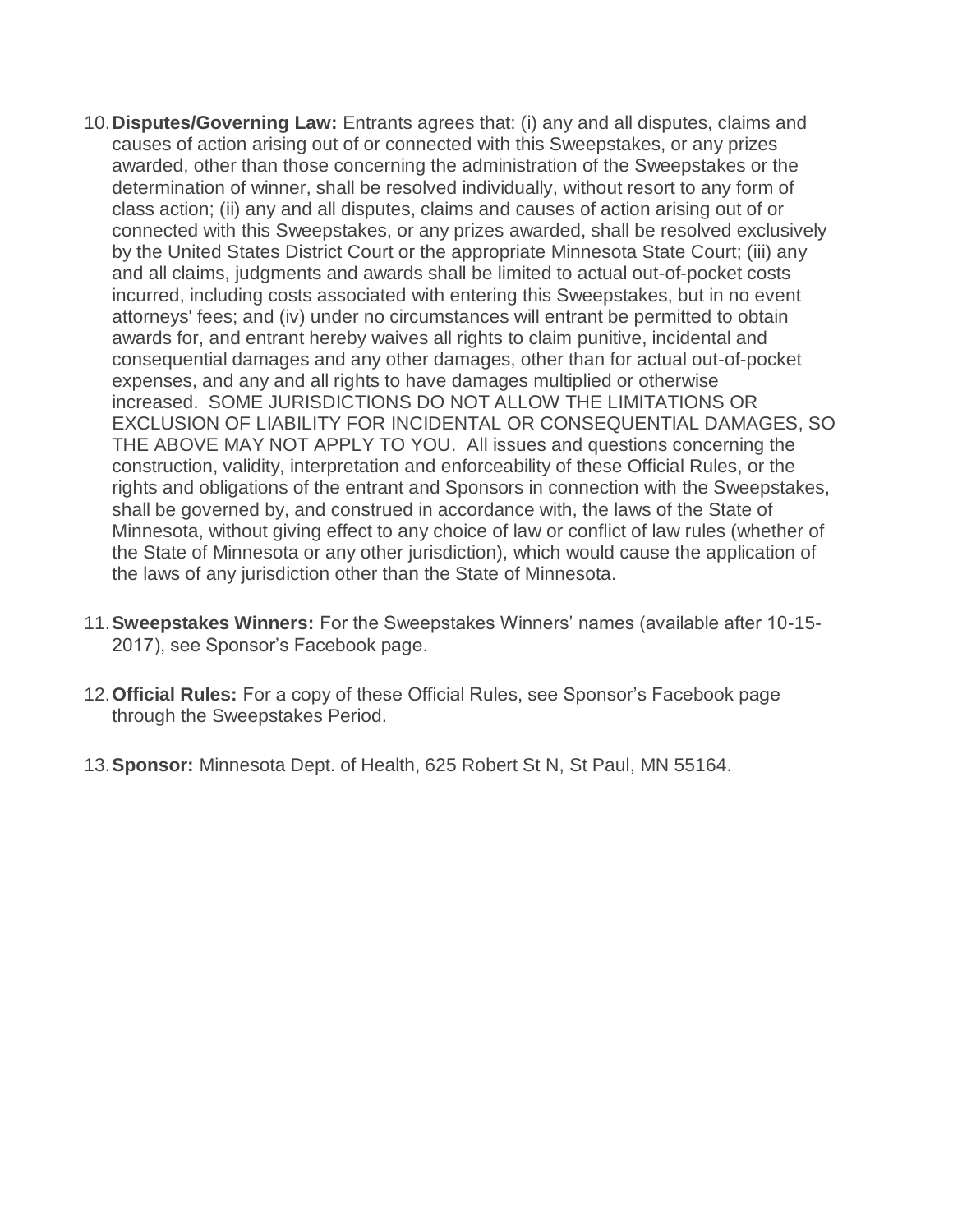10. **Disputes/Governing Law:** Entrants agrees that: (i) any and all disputes, claims and causes of action arising out of or connected with this Sweepstakes, or any prizes awarded, other than those concerning the administration of the Sweepstakes or the determination of winner, shall be resolved individually, without resort to any form of class action; (ii) any and all disputes, claims and causes of action arising out of or connected with this Sweepstakes, or any prizes awarded, shall be resolved exclusively by the United States District Court or the appropriate Minnesota State Court; (iii) any and all claims, judgments and awards shall be limited to actual out-of-pocket costs incurred, including costs associated with entering this Sweepstakes, but in no event attorneys' fees; and (iv) under no circumstances will entrant be permitted to obtain awards for, and entrant hereby waives all rights to claim punitive, incidental and consequential damages and any other damages, other than for actual out-of-pocket expenses, and any and all rights to have damages multiplied or otherwise increased. SOME JURISDICTIONS DO NOT ALLOW THE LIMITATIONS OR EXCLUSION OF LIABILITY FOR INCIDENTAL OR CONSEQUENTIAL DAMAGES, SO THE ABOVE MAY NOT APPLY TO YOU. All issues and questions concerning the construction, validity, interpretation and enforceability of these Official Rules, or the rights and obligations of the entrant and Sponsors in connection with the Sweepstakes, shall be governed by, and construed in accordance with, the laws of the State of Minnesota, without giving effect to any choice of law or conflict of law rules (whether of the State of Minnesota or any other jurisdiction), which would cause the application of the laws of any jurisdiction other than the State of Minnesota.

11. **Sweepstakes Winners:** For the Sweepstakes Winners' names (available after 10-15-2017), see Sponsor's Facebook page.

12. **Official Rules:** For a copy of these Official Rules, see Sponsor's Facebook page through the Sweepstakes Period.

13. **Sponsor:** Minnesota Dept. of Health, 625 Robert St N, St Paul, MN 55164.